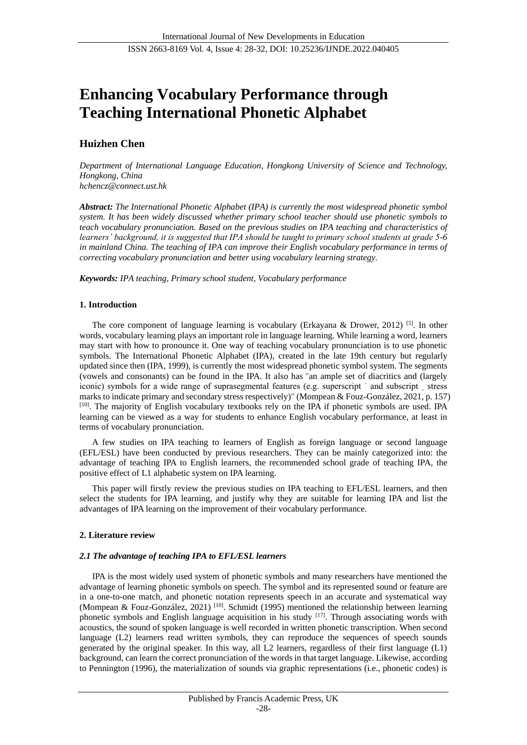# Enhancing Vocabulary Performance through Teaching International Phonetic Alphabet

## Huizhen Chen

*Department of International Language Education, Hongkong University of Science and Technology, Hongkong, China*
*hchencz@connect.ust.hk*

***Abstract:*** *The International Phonetic Alphabet (IPA) is currently the most widespread phonetic symbol system. It has been widely discussed whether primary school teacher should use phonetic symbols to teach vocabulary pronunciation. Based on the previous studies on IPA teaching and characteristics of learners' background, it is suggested that IPA should be taught to primary school students at grade 5-6 in mainland China. The teaching of IPA can improve their English vocabulary performance in terms of correcting vocabulary pronunciation and better using vocabulary learning strategy.*

***Keywords:*** *IPA teaching, Primary school student, Vocabulary performance*

### 1. Introduction

The core component of language learning is vocabulary (Erkayana & Drower, 2012) [5]. In other words, vocabulary learning plays an important role in language learning. While learning a word, learners may start with how to pronounce it. One way of teaching vocabulary pronunciation is to use phonetic symbols. The International Phonetic Alphabet (IPA), created in the late 19th century but regularly updated since then (IPA, 1999), is currently the most widespread phonetic symbol system. The segments (vowels and consonants) can be found in the IPA. It also has "an ample set of diacritics and (largely iconic) symbols for a wide range of suprasegmental features (e.g. superscript ˈ and subscript ˌ stress marks to indicate primary and secondary stress respectively)" (Mompean & Fouz-González, 2021, p. 157) [10]. The majority of English vocabulary textbooks rely on the IPA if phonetic symbols are used. IPA learning can be viewed as a way for students to enhance English vocabulary performance, at least in terms of vocabulary pronunciation.

A few studies on IPA teaching to learners of English as foreign language or second language (EFL/ESL) have been conducted by previous researchers. They can be mainly categorized into: the advantage of teaching IPA to English learners, the recommended school grade of teaching IPA, the positive effect of L1 alphabetic system on IPA learning.

This paper will firstly review the previous studies on IPA teaching to EFL/ESL learners, and then select the students for IPA learning, and justify why they are suitable for learning IPA and list the advantages of IPA learning on the improvement of their vocabulary performance.

### 2. Literature review

#### *2.1 The advantage of teaching IPA to EFL/ESL learners*

IPA is the most widely used system of phonetic symbols and many researchers have mentioned the advantage of learning phonetic symbols on speech. The symbol and its represented sound or feature are in a one-to-one match, and phonetic notation represents speech in an accurate and systematical way (Mompean & Fouz-González, 2021) [10]. Schmidt (1995) mentioned the relationship between learning phonetic symbols and English language acquisition in his study [17]. Through associating words with acoustics, the sound of spoken language is well recorded in written phonetic transcription. When second language (L2) learners read written symbols, they can reproduce the sequences of speech sounds generated by the original speaker. In this way, all L2 learners, regardless of their first language (L1) background, can learn the correct pronunciation of the words in that target language. Likewise, according to Pennington (1996), the materialization of sounds via graphic representations (i.e., phonetic codes) is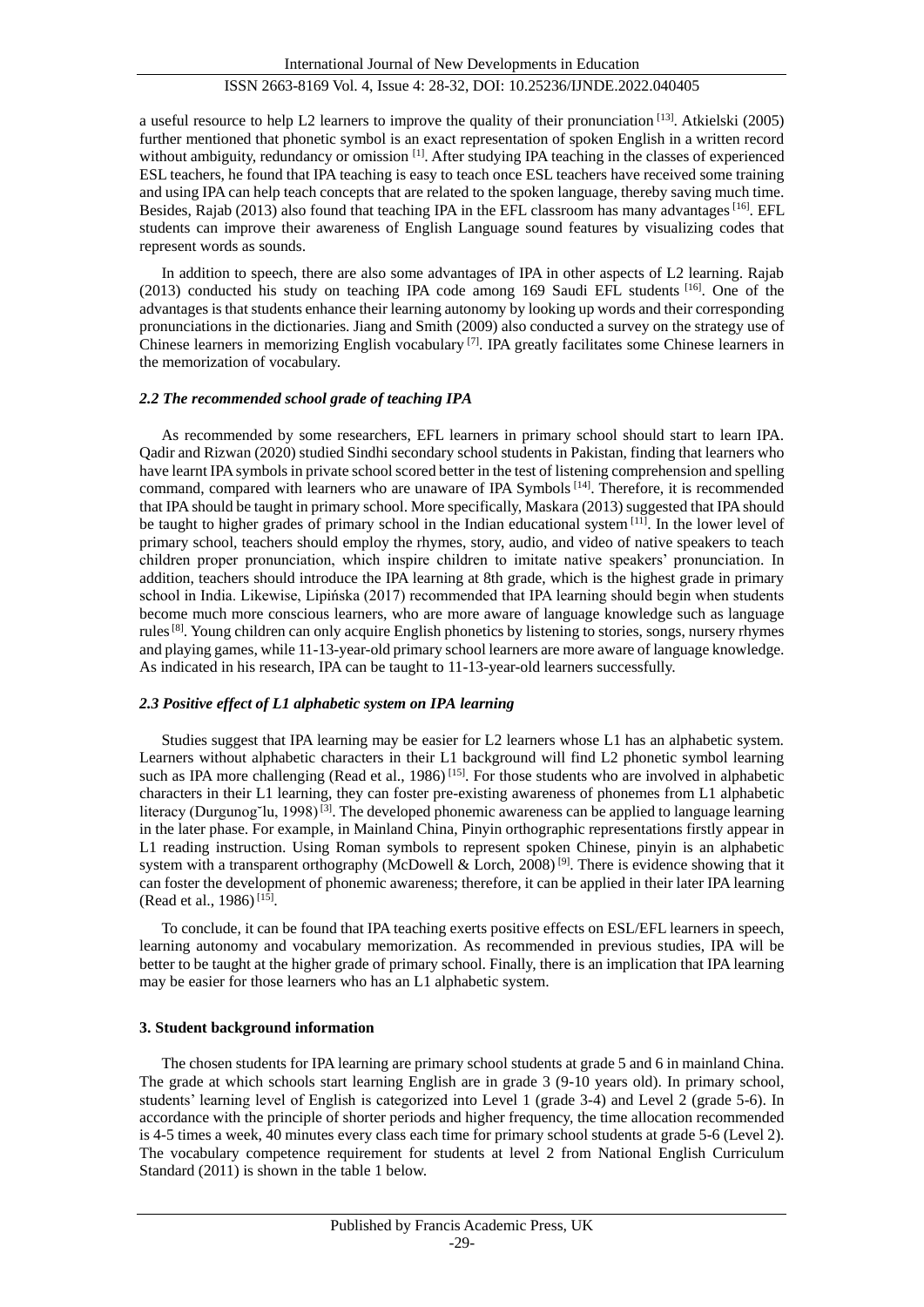a useful resource to help L2 learners to improve the quality of their pronunciation [13]. Atkielski (2005) further mentioned that phonetic symbol is an exact representation of spoken English in a written record without ambiguity, redundancy or omission [1]. After studying IPA teaching in the classes of experienced ESL teachers, he found that IPA teaching is easy to teach once ESL teachers have received some training and using IPA can help teach concepts that are related to the spoken language, thereby saving much time. Besides, Rajab (2013) also found that teaching IPA in the EFL classroom has many advantages [16]. EFL students can improve their awareness of English Language sound features by visualizing codes that represent words as sounds.

In addition to speech, there are also some advantages of IPA in other aspects of L2 learning. Rajab (2013) conducted his study on teaching IPA code among 169 Saudi EFL students [16]. One of the advantages is that students enhance their learning autonomy by looking up words and their corresponding pronunciations in the dictionaries. Jiang and Smith (2009) also conducted a survey on the strategy use of Chinese learners in memorizing English vocabulary [7]. IPA greatly facilitates some Chinese learners in the memorization of vocabulary.

### *2.2 The recommended school grade of teaching IPA*

As recommended by some researchers, EFL learners in primary school should start to learn IPA. Qadir and Rizwan (2020) studied Sindhi secondary school students in Pakistan, finding that learners who have learnt IPA symbols in private school scored better in the test of listening comprehension and spelling command, compared with learners who are unaware of IPA Symbols [14]. Therefore, it is recommended that IPA should be taught in primary school. More specifically, Maskara (2013) suggested that IPA should be taught to higher grades of primary school in the Indian educational system [11]. In the lower level of primary school, teachers should employ the rhymes, story, audio, and video of native speakers to teach children proper pronunciation, which inspire children to imitate native speakers' pronunciation. In addition, teachers should introduce the IPA learning at 8th grade, which is the highest grade in primary school in India. Likewise, Lipińska (2017) recommended that IPA learning should begin when students become much more conscious learners, who are more aware of language knowledge such as language rules [8]. Young children can only acquire English phonetics by listening to stories, songs, nursery rhymes and playing games, while 11-13-year-old primary school learners are more aware of language knowledge. As indicated in his research, IPA can be taught to 11-13-year-old learners successfully.

### *2.3 Positive effect of L1 alphabetic system on IPA learning*

Studies suggest that IPA learning may be easier for L2 learners whose L1 has an alphabetic system. Learners without alphabetic characters in their L1 background will find L2 phonetic symbol learning such as IPA more challenging (Read et al., 1986) [15]. For those students who are involved in alphabetic characters in their L1 learning, they can foster pre-existing awareness of phonemes from L1 alphabetic literacy (Durgunoğlu, 1998) [3]. The developed phonemic awareness can be applied to language learning in the later phase. For example, in Mainland China, Pinyin orthographic representations firstly appear in L1 reading instruction. Using Roman symbols to represent spoken Chinese, pinyin is an alphabetic system with a transparent orthography (McDowell & Lorch, 2008) [9]. There is evidence showing that it can foster the development of phonemic awareness; therefore, it can be applied in their later IPA learning (Read et al., 1986) [15].

To conclude, it can be found that IPA teaching exerts positive effects on ESL/EFL learners in speech, learning autonomy and vocabulary memorization. As recommended in previous studies, IPA will be better to be taught at the higher grade of primary school. Finally, there is an implication that IPA learning may be easier for those learners who has an L1 alphabetic system.

## 3. Student background information

The chosen students for IPA learning are primary school students at grade 5 and 6 in mainland China. The grade at which schools start learning English are in grade 3 (9-10 years old). In primary school, students' learning level of English is categorized into Level 1 (grade 3-4) and Level 2 (grade 5-6). In accordance with the principle of shorter periods and higher frequency, the time allocation recommended is 4-5 times a week, 40 minutes every class each time for primary school students at grade 5-6 (Level 2). The vocabulary competence requirement for students at level 2 from National English Curriculum Standard (2011) is shown in the table 1 below.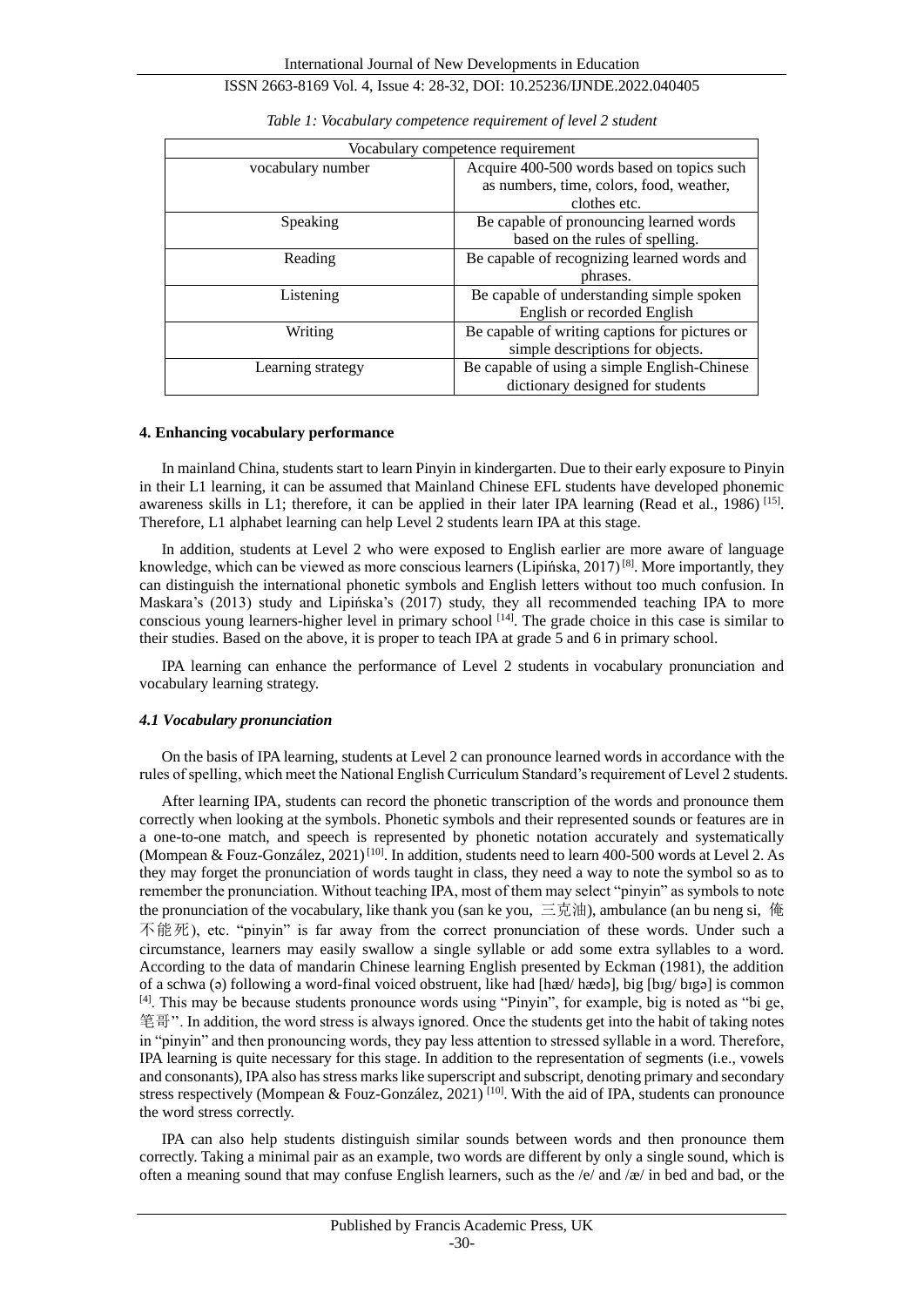Table 1: Vocabulary competence requirement of level 2 student

| Vocabulary competence requirement | |
|---|---|
| vocabulary number | Acquire 400-500 words based on topics such as numbers, time, colors, food, weather, clothes etc. |
| Speaking | Be capable of pronouncing learned words based on the rules of spelling. |
| Reading | Be capable of recognizing learned words and phrases. |
| Listening | Be capable of understanding simple spoken English or recorded English |
| Writing | Be capable of writing captions for pictures or simple descriptions for objects. |
| Learning strategy | Be capable of using a simple English-Chinese dictionary designed for students |

## 4. Enhancing vocabulary performance

In mainland China, students start to learn Pinyin in kindergarten. Due to their early exposure to Pinyin in their L1 learning, it can be assumed that Mainland Chinese EFL students have developed phonemic awareness skills in L1; therefore, it can be applied in their later IPA learning (Read et al., 1986) [15]. Therefore, L1 alphabet learning can help Level 2 students learn IPA at this stage.

In addition, students at Level 2 who were exposed to English earlier are more aware of language knowledge, which can be viewed as more conscious learners (Lipińska, 2017) [8]. More importantly, they can distinguish the international phonetic symbols and English letters without too much confusion. In Maskara's (2013) study and Lipińska's (2017) study, they all recommended teaching IPA to more conscious young learners-higher level in primary school [14]. The grade choice in this case is similar to their studies. Based on the above, it is proper to teach IPA at grade 5 and 6 in primary school.

IPA learning can enhance the performance of Level 2 students in vocabulary pronunciation and vocabulary learning strategy.

### *4.1 Vocabulary pronunciation*

On the basis of IPA learning, students at Level 2 can pronounce learned words in accordance with the rules of spelling, which meet the National English Curriculum Standard's requirement of Level 2 students.

After learning IPA, students can record the phonetic transcription of the words and pronounce them correctly when looking at the symbols. Phonetic symbols and their represented sounds or features are in a one-to-one match, and speech is represented by phonetic notation accurately and systematically (Mompean & Fouz-González, 2021) [10]. In addition, students need to learn 400-500 words at Level 2. As they may forget the pronunciation of words taught in class, they need a way to note the symbol so as to remember the pronunciation. Without teaching IPA, most of them may select "pinyin" as symbols to note the pronunciation of the vocabulary, like thank you (san ke you, 三克油), ambulance (an bu neng si, 俺不能死), etc. "pinyin" is far away from the correct pronunciation of these words. Under such a circumstance, learners may easily swallow a single syllable or add some extra syllables to a word. According to the data of mandarin Chinese learning English presented by Eckman (1981), the addition of a schwa (ə) following a word-final voiced obstruent, like had [hæd/ hædə], big [bɪg/ bɪgə] is common [4]. This may be because students pronounce words using "Pinyin", for example, big is noted as "bi ge, 笔哥". In addition, the word stress is always ignored. Once the students get into the habit of taking notes in "pinyin" and then pronouncing words, they pay less attention to stressed syllable in a word. Therefore, IPA learning is quite necessary for this stage. In addition to the representation of segments (i.e., vowels and consonants), IPA also has stress marks like superscript and subscript, denoting primary and secondary stress respectively (Mompean & Fouz-González, 2021) [10]. With the aid of IPA, students can pronounce the word stress correctly.

IPA can also help students distinguish similar sounds between words and then pronounce them correctly. Taking a minimal pair as an example, two words are different by only a single sound, which is often a meaning sound that may confuse English learners, such as the /e/ and /æ/ in bed and bad, or the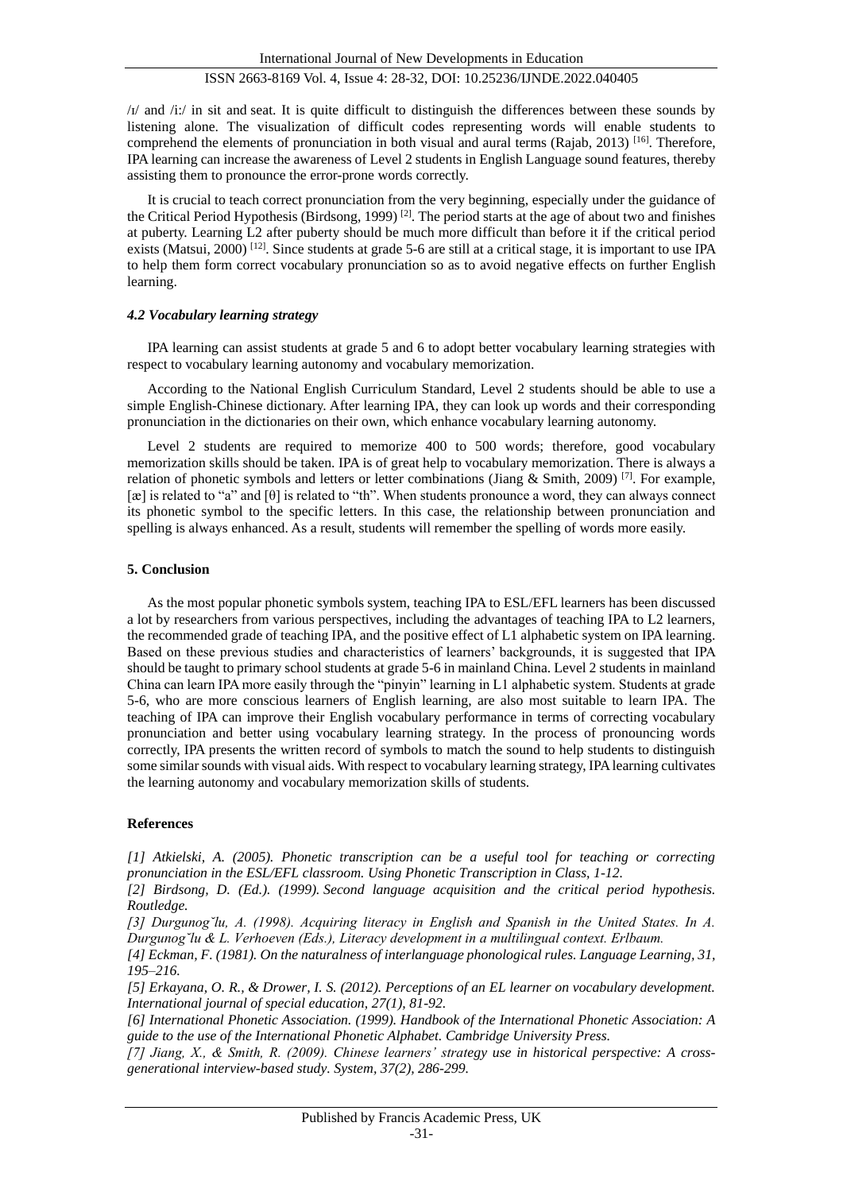/ɪ/ and /i:/ in sit and seat. It is quite difficult to distinguish the differences between these sounds by listening alone. The visualization of difficult codes representing words will enable students to comprehend the elements of pronunciation in both visual and aural terms (Rajab, 2013) [16]. Therefore, IPA learning can increase the awareness of Level 2 students in English Language sound features, thereby assisting them to pronounce the error-prone words correctly.

It is crucial to teach correct pronunciation from the very beginning, especially under the guidance of the Critical Period Hypothesis (Birdsong, 1999) [2]. The period starts at the age of about two and finishes at puberty. Learning L2 after puberty should be much more difficult than before it if the critical period exists (Matsui, 2000) [12]. Since students at grade 5-6 are still at a critical stage, it is important to use IPA to help them form correct vocabulary pronunciation so as to avoid negative effects on further English learning.

### *4.2 Vocabulary learning strategy*

IPA learning can assist students at grade 5 and 6 to adopt better vocabulary learning strategies with respect to vocabulary learning autonomy and vocabulary memorization.

According to the National English Curriculum Standard, Level 2 students should be able to use a simple English-Chinese dictionary. After learning IPA, they can look up words and their corresponding pronunciation in the dictionaries on their own, which enhance vocabulary learning autonomy.

Level 2 students are required to memorize 400 to 500 words; therefore, good vocabulary memorization skills should be taken. IPA is of great help to vocabulary memorization. There is always a relation of phonetic symbols and letters or letter combinations (Jiang & Smith, 2009) [7]. For example, [æ] is related to "a" and [θ] is related to "th". When students pronounce a word, they can always connect its phonetic symbol to the specific letters. In this case, the relationship between pronunciation and spelling is always enhanced. As a result, students will remember the spelling of words more easily.

## 5. Conclusion

As the most popular phonetic symbols system, teaching IPA to ESL/EFL learners has been discussed a lot by researchers from various perspectives, including the advantages of teaching IPA to L2 learners, the recommended grade of teaching IPA, and the positive effect of L1 alphabetic system on IPA learning. Based on these previous studies and characteristics of learners' backgrounds, it is suggested that IPA should be taught to primary school students at grade 5-6 in mainland China. Level 2 students in mainland China can learn IPA more easily through the "pinyin" learning in L1 alphabetic system. Students at grade 5-6, who are more conscious learners of English learning, are also most suitable to learn IPA. The teaching of IPA can improve their English vocabulary performance in terms of correcting vocabulary pronunciation and better using vocabulary learning strategy. In the process of pronouncing words correctly, IPA presents the written record of symbols to match the sound to help students to distinguish some similar sounds with visual aids. With respect to vocabulary learning strategy, IPA learning cultivates the learning autonomy and vocabulary memorization skills of students.

## References

*[1] Atkielski, A. (2005). Phonetic transcription can be a useful tool for teaching or correcting pronunciation in the ESL/EFL classroom. Using Phonetic Transcription in Class, 1-12.*

*[2] Birdsong, D. (Ed.). (1999). Second language acquisition and the critical period hypothesis. Routledge.*

*[3] Durgunog˘lu, A. (1998). Acquiring literacy in English and Spanish in the United States. In A. Durgunog˘lu & L. Verhoeven (Eds.), Literacy development in a multilingual context. Erlbaum.*

*[4] Eckman, F. (1981). On the naturalness of interlanguage phonological rules. Language Learning, 31, 195–216.*

*[5] Erkayana, O. R., & Drower, I. S. (2012). Perceptions of an EL learner on vocabulary development. International journal of special education, 27(1), 81-92.*

*[6] International Phonetic Association. (1999). Handbook of the International Phonetic Association: A guide to the use of the International Phonetic Alphabet. Cambridge University Press.*

*[7] Jiang, X., & Smith, R. (2009). Chinese learners' strategy use in historical perspective: A cross-generational interview-based study. System, 37(2), 286-299.*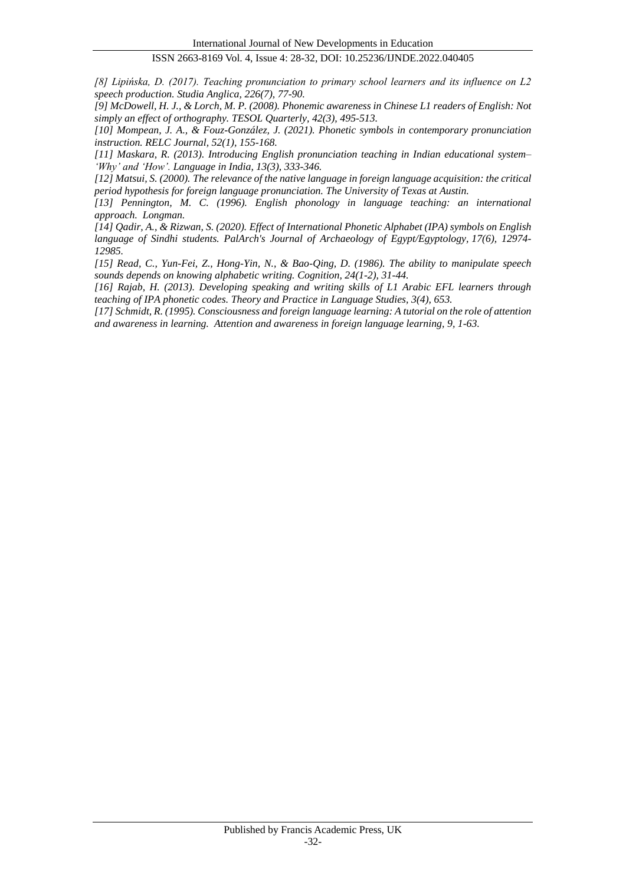*[8] Lipińska, D. (2017). Teaching pronunciation to primary school learners and its influence on L2 speech production. Studia Anglica, 226(7), 77-90.*

*[9] McDowell, H. J., & Lorch, M. P. (2008). Phonemic awareness in Chinese L1 readers of English: Not simply an effect of orthography. TESOL Quarterly, 42(3), 495-513.*

*[10] Mompean, J. A., & Fouz-González, J. (2021). Phonetic symbols in contemporary pronunciation instruction. RELC Journal, 52(1), 155-168.*

*[11] Maskara, R. (2013). Introducing English pronunciation teaching in Indian educational system– 'Why' and 'How'. Language in India, 13(3), 333-346.*

*[12] Matsui, S. (2000). The relevance of the native language in foreign language acquisition: the critical period hypothesis for foreign language pronunciation. The University of Texas at Austin.*

*[13] Pennington, M. C. (1996). English phonology in language teaching: an international approach. Longman.*

*[14] Qadir, A., & Rizwan, S. (2020). Effect of International Phonetic Alphabet (IPA) symbols on English language of Sindhi students. PalArch's Journal of Archaeology of Egypt/Egyptology, 17(6), 12974-12985.*

*[15] Read, C., Yun-Fei, Z., Hong-Yin, N., & Bao-Qing, D. (1986). The ability to manipulate speech sounds depends on knowing alphabetic writing. Cognition, 24(1-2), 31-44.*

*[16] Rajab, H. (2013). Developing speaking and writing skills of L1 Arabic EFL learners through teaching of IPA phonetic codes. Theory and Practice in Language Studies, 3(4), 653.*

*[17] Schmidt, R. (1995). Consciousness and foreign language learning: A tutorial on the role of attention and awareness in learning. Attention and awareness in foreign language learning, 9, 1-63.*